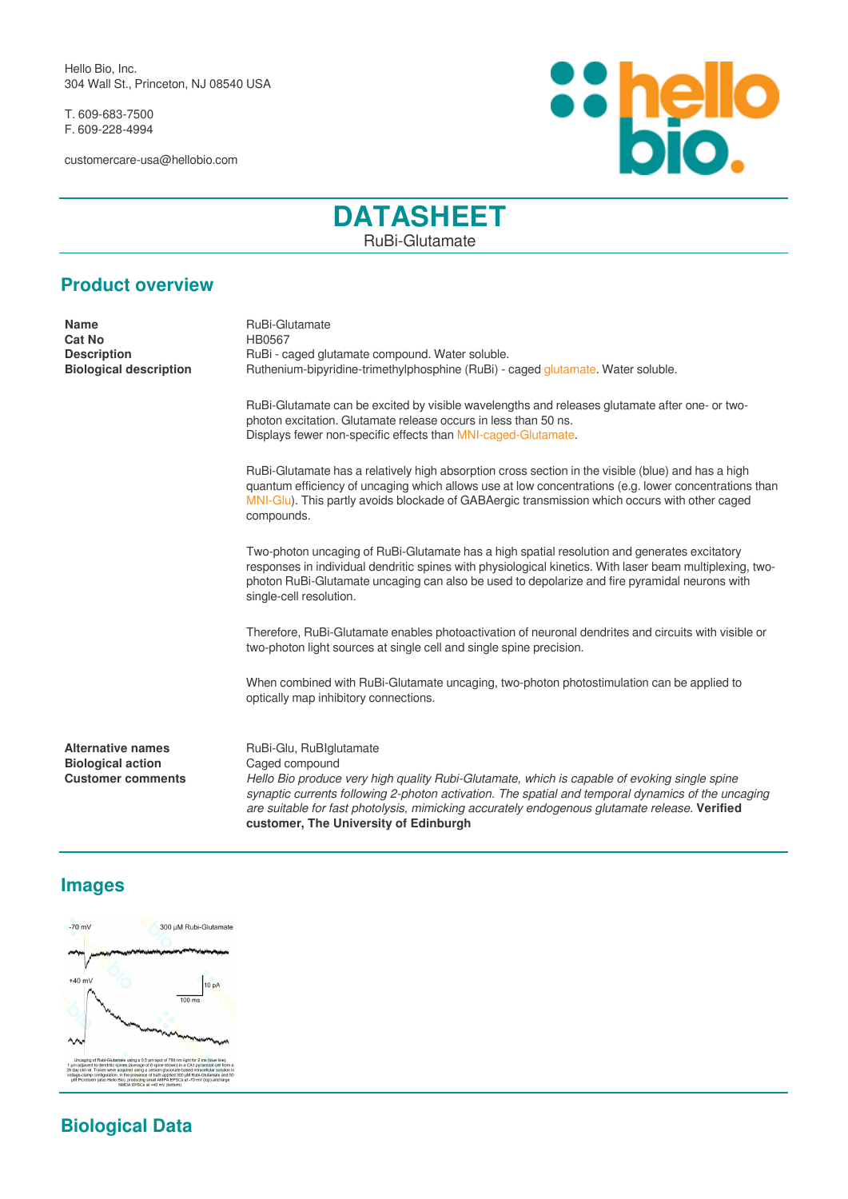Hello Bio, Inc.
304 Wall St., Princeton, NJ 08540 USA

T. 609-683-7500
F. 609-228-4994

customercare-usa@hellobio.com

# DATASHEET

RuBi-Glutamate

## Product overview

**Name** RuBi-Glutamate

**Cat No** HB0567

**Description** RuBi - caged glutamate compound. Water soluble.

**Biological description** Ruthenium-bipyridine-trimethylphosphine (RuBi) - caged glutamate. Water soluble.

RuBi-Glutamate can be excited by visible wavelengths and releases glutamate after one- or two-photon excitation. Glutamate release occurs in less than 50 ns.
Displays fewer non-specific effects than MNI-caged-Glutamate.

RuBi-Glutamate has a relatively high absorption cross section in the visible (blue) and has a high quantum efficiency of uncaging which allows use at low concentrations (e.g. lower concentrations than MNI-Glu). This partly avoids blockade of GABAergic transmission which occurs with other caged compounds.

Two-photon uncaging of RuBi-Glutamate has a high spatial resolution and generates excitatory responses in individual dendritic spines with physiological kinetics. With laser beam multiplexing, two-photon RuBi-Glutamate uncaging can also be used to depolarize and fire pyramidal neurons with single-cell resolution.

Therefore, RuBi-Glutamate enables photoactivation of neuronal dendrites and circuits with visible or two-photon light sources at single cell and single spine precision.

When combined with RuBi-Glutamate uncaging, two-photon photostimulation can be applied to optically map inhibitory connections.

**Alternative names** RuBi-Glu, RuBIglutamate

**Biological action** Caged compound

**Customer comments** *Hello Bio produce very high quality Rubi-Glutamate, which is capable of evoking single spine synaptic currents following 2-photon activation. The spatial and temporal dynamics of the uncaging are suitable for fast photolysis, mimicking accurately endogenous glutamate release.* **Verified customer, The University of Edinburgh**

## Images

-70 mV
300 μM Rubi-Glutamate
+40 mV
10 pA
100 ms

Uncaging of Rubi-Glutamate using a 0.5 μm spot of 780 nm light for 2 ms (blue line), 1 μm adjacent to dendritic spines (average of 8 spine shown) in a CA1 pyramidal cell from a 28 day old rat. Traces were acquired using a cesium gluconate based intracellular solution in voltage-clamp configuration, in the presence of bath applied 300 μM Rubi-Glutamate and 50 μM Picrotoxin (also Hello Bio), producing small AMPA EPSCs at -70 mV (top) and large NMDA EPSCs at +40 mV (bottom).

## Biological Data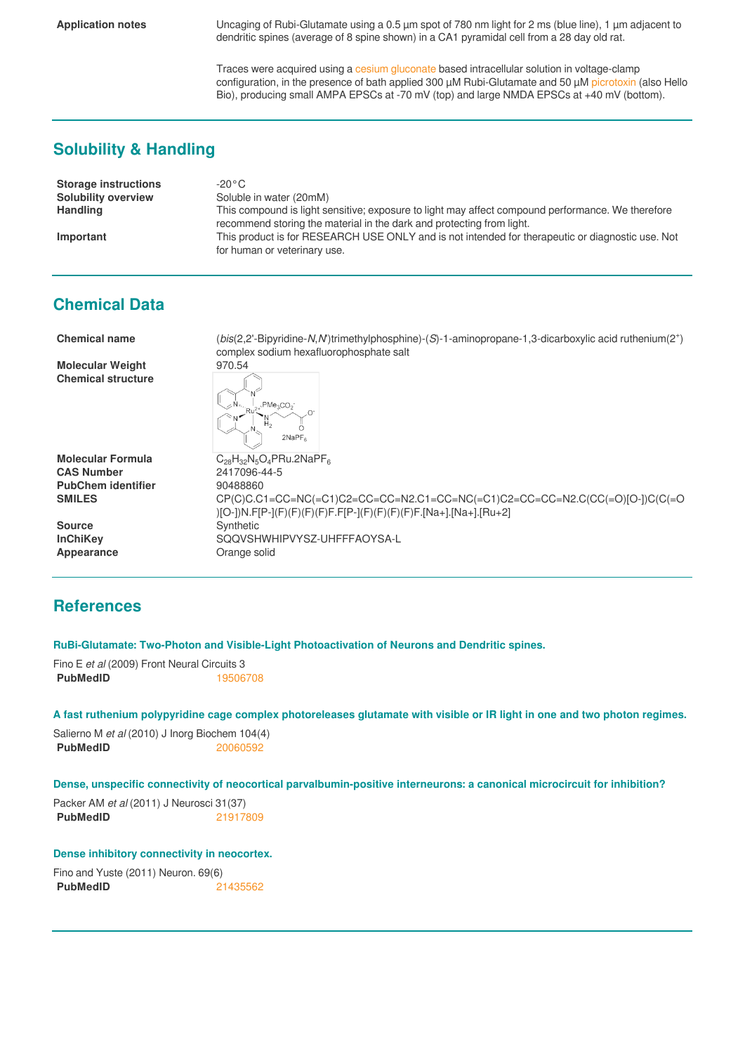| | |
|---|---|
| **Application notes** | Uncaging of Rubi-Glutamate using a 0.5 µm spot of 780 nm light for 2 ms (blue line), 1 µm adjacent to dendritic spines (average of 8 spine shown) in a CA1 pyramidal cell from a 28 day old rat. |
| | Traces were acquired using a cesium gluconate based intracellular solution in voltage-clamp configuration, in the presence of bath applied 300 µM Rubi-Glutamate and 50 µM picrotoxin (also Hello Bio), producing small AMPA EPSCs at -70 mV (top) and large NMDA EPSCs at +40 mV (bottom). |

## Solubility & Handling

| | |
|---|---|
| **Storage instructions** | -20 °C |
| **Solubility overview** | Soluble in water (20mM) |
| **Handling** | This compound is light sensitive; exposure to light may affect compound performance. We therefore recommend storing the material in the dark and protecting from light. |
| **Important** | This product is for RESEARCH USE ONLY and is not intended for therapeutic or diagnostic use. Not for human or veterinary use. |

## Chemical Data

| | |
|---|---|
| **Chemical name** | (*bis*(2,2'-Bipyridine-*N*,*N'*)trimethylphosphine)-(*S*)-1-aminopropane-1,3-dicarboxylic acid ruthenium($2^+$) complex sodium hexafluorophosphate salt |
| **Molecular Weight** | 970.54 |
| **Chemical structure** | N, Ru$^{2+}$, PMe$_3$CO$_2^-$, N, N, H$_2$, O$^-$, O, N, N, 2NaPF$_6$ |
| **Molecular Formula** | $C_{28}H_{32}N_5O_4PRu.2NaPF_6$ |
| **CAS Number** | 2417096-44-5 |
| **PubChem identifier** | 90488860 |
| **SMILES** | CP(C)C.C1=CC=NC(=C1)C2=CC=CC=N2.C1=CC=NC(=C1)C2=CC=CC=N2.C(CC(=O)[O-])C(C(=O)[O-])N.F[P-](F)(F)(F)(F)F.F[P-](F)(F)(F)(F)F.[Na+].[Na+].[Ru+2] |
| **Source** | Synthetic |
| **InChiKey** | SQQVSHWHIPVYSZ-UHFFFAOYSA-L |
| **Appearance** | Orange solid |

## References

**RuBi-Glutamate: Two-Photon and Visible-Light Photoactivation of Neurons and Dendritic spines.**

Fino E *et al* (2009) Front Neural Circuits 3
**PubMedID** 19506708

**A fast ruthenium polypyridine cage complex photoreleases glutamate with visible or IR light in one and two photon regimes.**

Salierno M *et al* (2010) J Inorg Biochem 104(4)
**PubMedID** 20060592

**Dense, unspecific connectivity of neocortical parvalbumin-positive interneurons: a canonical microcircuit for inhibition?**

Packer AM *et al* (2011) J Neurosci 31(37)
**PubMedID** 21917809

**Dense inhibitory connectivity in neocortex.**

Fino and Yuste (2011) Neuron. 69(6)
**PubMedID** 21435562